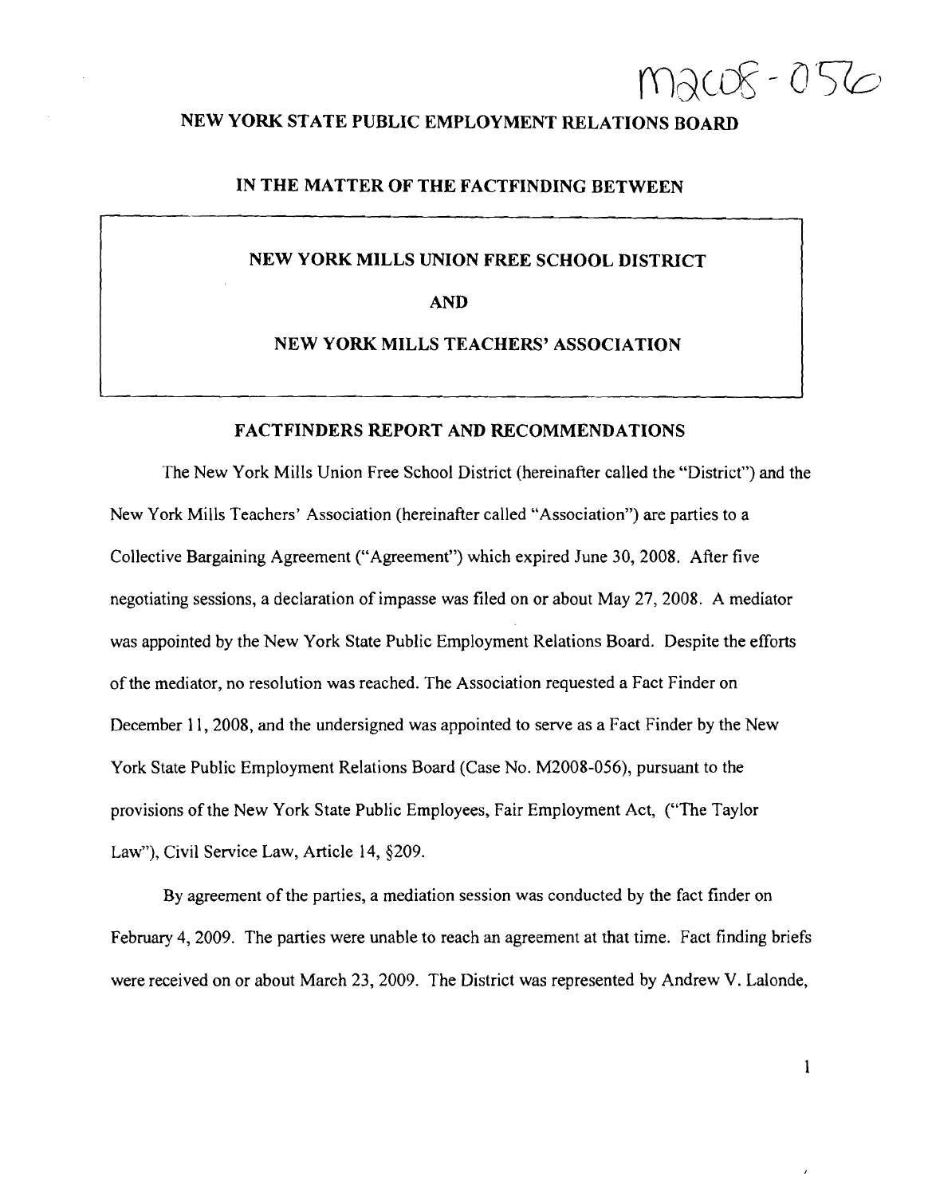M2008-056

# NEW YORK STATE PUBLIC EMPLOYMENT RELATIONS BOARD

## IN THE MATTER OF THE FACTFINDING BETWEEN

**NEW YORK MILLS UNION FREE SCHOOL DISTRICT**

**AND**

**NEW YORK MILLS TEACHERS' ASSOCIATION**

## FACTFINDERS REPORT AND RECOMMENDATIONS

The New York Mills Union Free School District (hereinafter called the "District") and the New York Mills Teachers' Association (hereinafter called "Association") are parties to a Collective Bargaining Agreement ("Agreement") which expired June 30, 2008. After five negotiating sessions, a declaration of impasse was filed on or about May 27, 2008. A mediator was appointed by the New York State Public Employment Relations Board. Despite the efforts of the mediator, no resolution was reached. The Association requested a Fact Finder on December 11, 2008, and the undersigned was appointed to serve as a Fact Finder by the New York State Public Employment Relations Board (Case No. M2008-056), pursuant to the provisions of the New York State Public Employees, Fair Employment Act, ("The Taylor Law"), Civil Service Law, Article 14, §209.

By agreement of the parties, a mediation session was conducted by the fact finder on February 4, 2009. The parties were unable to reach an agreement at that time. Fact finding briefs were received on or about March 23, 2009. The District was represented by Andrew V. Lalonde,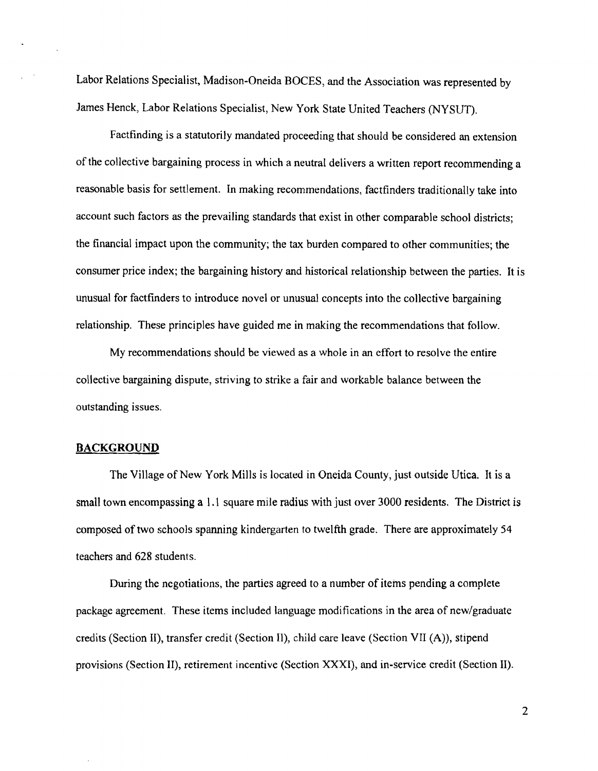Labor Relations Specialist, Madison-Oneida BOCES, and the Association was represented by James Henck, Labor Relations Specialist, New York State United Teachers (NYSUT).

Factfinding is a statutorily mandated proceeding that should be considered an extension of the collective bargaining process in which a neutral delivers a written report recommending a reasonable basis for settlement. In making recommendations, factfinders traditionally take into account such factors as the prevailing standards that exist in other comparable school districts; the financial impact upon the community; the tax burden compared to other communities; the consumer price index; the bargaining history and historical relationship between the parties. It is unusual for factfinders to introduce novel or unusual concepts into the collective bargaining relationship. These principles have guided me in making the recommendations that follow.

My recommendations should be viewed as a whole in an effort to resolve the entire collective bargaining dispute, striving to strike a fair and workable balance between the outstanding issues.

## BACKGROUND

The Village of New York Mills is located in Oneida County, just outside Utica. It is a small town encompassing a 1.1 square mile radius with just over 3000 residents. The District is composed of two schools spanning kindergarten to twelfth grade. There are approximately 54 teachers and 628 students.

During the negotiations, the parties agreed to a number of items pending a complete package agreement. These items included language modifications in the area of new/graduate credits (Section II), transfer credit (Section II), child care leave (Section VII (A)), stipend provisions (Section II), retirement incentive (Section XXXI), and in-service credit (Section II).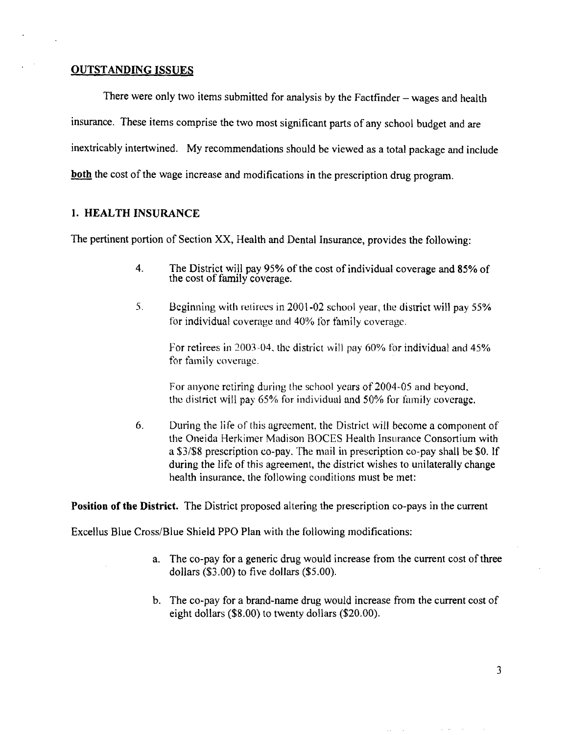## OUTSTANDING ISSUES

There were only two items submitted for analysis by the Factfinder – wages and health insurance. These items comprise the two most significant parts of any school budget and are inextricably intertwined. My recommendations should be viewed as a total package and include **both** the cost of the wage increase and modifications in the prescription drug program.

### 1. HEALTH INSURANCE

The pertinent portion of Section XX, Health and Dental Insurance, provides the following:

> 4. The District will pay 95% of the cost of individual coverage and 85% of the cost of family coverage.
>
> 5. Beginning with retirees in 2001-02 school year, the district will pay 55% for individual coverage and 40% for family coverage.
>
>    For retirees in 2003-04, the district will pay 60% for individual and 45% for family coverage.
>
>    For anyone retiring during the school years of 2004-05 and beyond, the district will pay 65% for individual and 50% for family coverage.
>
> 6. During the life of this agreement, the District will become a component of the Oneida Herkimer Madison BOCES Health Insurance Consortium with a $3/$8 prescription co-pay. The mail in prescription co-pay shall be $0. If during the life of this agreement, the district wishes to unilaterally change health insurance, the following conditions must be met:

**Position of the District.** The District proposed altering the prescription co-pays in the current Excellus Blue Cross/Blue Shield PPO Plan with the following modifications:

a. The co-pay for a generic drug would increase from the current cost of three dollars ($3.00) to five dollars ($5.00).

b. The co-pay for a brand-name drug would increase from the current cost of eight dollars ($8.00) to twenty dollars ($20.00).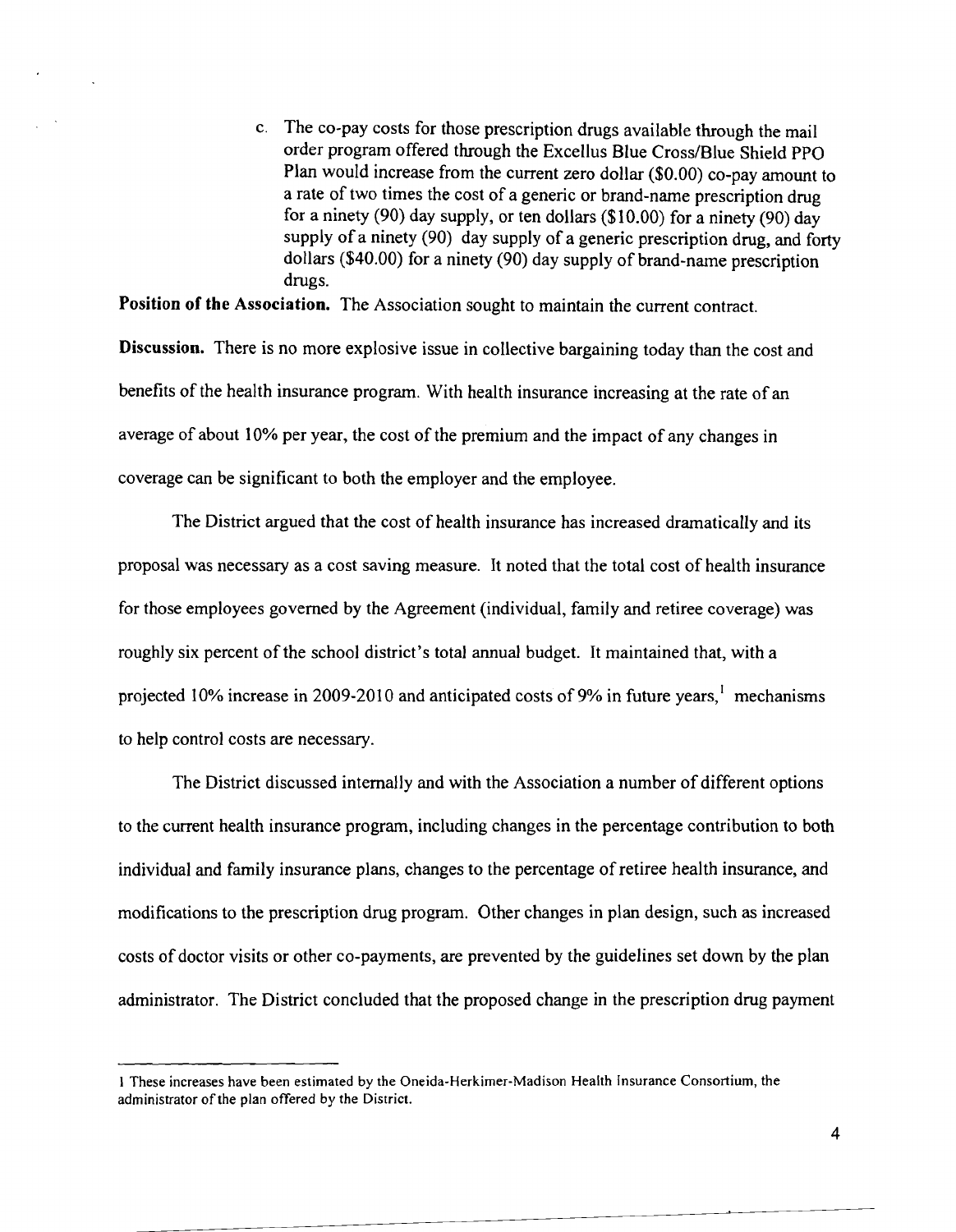c. The co-pay costs for those prescription drugs available through the mail order program offered through the Excellus Blue Cross/Blue Shield PPO Plan would increase from the current zero dollar ($0.00) co-pay amount to a rate of two times the cost of a generic or brand-name prescription drug for a ninety (90) day supply, or ten dollars ($10.00) for a ninety (90) day supply of a ninety (90) day supply of a generic prescription drug, and forty dollars ($40.00) for a ninety (90) day supply of brand-name prescription drugs.

**Position of the Association.** The Association sought to maintain the current contract.

**Discussion.** There is no more explosive issue in collective bargaining today than the cost and benefits of the health insurance program. With health insurance increasing at the rate of an average of about 10% per year, the cost of the premium and the impact of any changes in coverage can be significant to both the employer and the employee.

The District argued that the cost of health insurance has increased dramatically and its proposal was necessary as a cost saving measure. It noted that the total cost of health insurance for those employees governed by the Agreement (individual, family and retiree coverage) was roughly six percent of the school district's total annual budget. It maintained that, with a projected 10% increase in 2009-2010 and anticipated costs of 9% in future years,[1] mechanisms to help control costs are necessary.

The District discussed internally and with the Association a number of different options to the current health insurance program, including changes in the percentage contribution to both individual and family insurance plans, changes to the percentage of retiree health insurance, and modifications to the prescription drug program. Other changes in plan design, such as increased costs of doctor visits or other co-payments, are prevented by the guidelines set down by the plan administrator. The District concluded that the proposed change in the prescription drug payment

---

1 These increases have been estimated by the Oneida-Herkimer-Madison Health Insurance Consortium, the administrator of the plan offered by the District.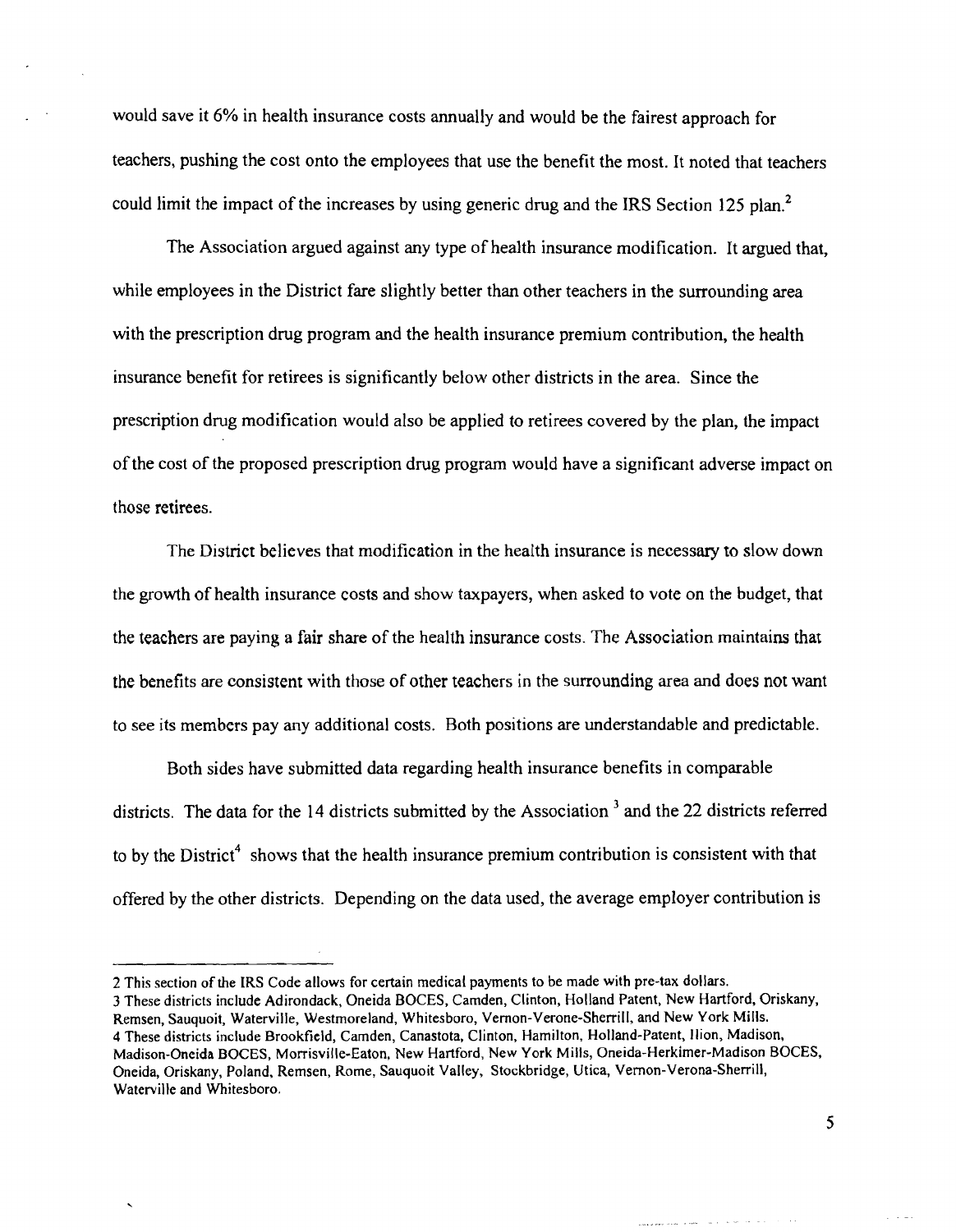would save it 6% in health insurance costs annually and would be the fairest approach for teachers, pushing the cost onto the employees that use the benefit the most. It noted that teachers could limit the impact of the increases by using generic drug and the IRS Section 125 plan.[2]

The Association argued against any type of health insurance modification. It argued that, while employees in the District fare slightly better than other teachers in the surrounding area with the prescription drug program and the health insurance premium contribution, the health insurance benefit for retirees is significantly below other districts in the area. Since the prescription drug modification would also be applied to retirees covered by the plan, the impact of the cost of the proposed prescription drug program would have a significant adverse impact on those retirees.

The District believes that modification in the health insurance is necessary to slow down the growth of health insurance costs and show taxpayers, when asked to vote on the budget, that the teachers are paying a fair share of the health insurance costs. The Association maintains that the benefits are consistent with those of other teachers in the surrounding area and does not want to see its members pay any additional costs. Both positions are understandable and predictable.

Both sides have submitted data regarding health insurance benefits in comparable districts. The data for the 14 districts submitted by the Association [3] and the 22 districts referred to by the District[4] shows that the health insurance premium contribution is consistent with that offered by the other districts. Depending on the data used, the average employer contribution is

---

2 This section of the IRS Code allows for certain medical payments to be made with pre-tax dollars.

3 These districts include Adirondack, Oneida BOCES, Camden, Clinton, Holland Patent, New Hartford, Oriskany, Remsen, Sauquoit, Waterville, Westmoreland, Whitesboro, Vernon-Verone-Sherrill, and New York Mills.

4 These districts include Brookfield, Camden, Canastota, Clinton, Hamilton, Holland-Patent, Ilion, Madison, Madison-Oneida BOCES, Morrisville-Eaton, New Hartford, New York Mills, Oneida-Herkimer-Madison BOCES, Oneida, Oriskany, Poland, Remsen, Rome, Sauquoit Valley, Stockbridge, Utica, Vernon-Verona-Sherrill, Waterville and Whitesboro.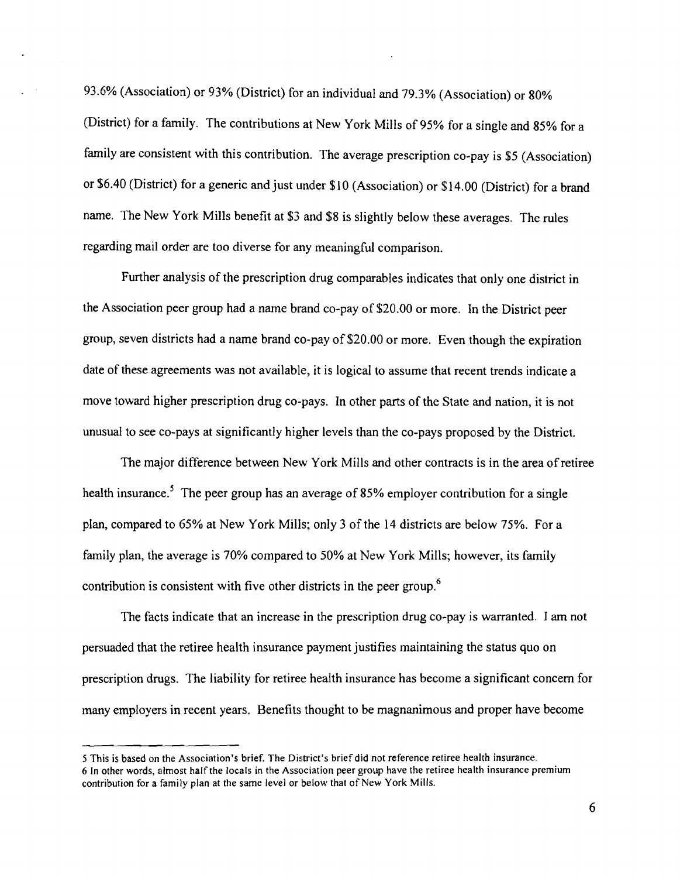93.6% (Association) or 93% (District) for an individual and 79.3% (Association) or 80% (District) for a family. The contributions at New York Mills of 95% for a single and 85% for a family are consistent with this contribution. The average prescription co-pay is $5 (Association) or $6.40 (District) for a generic and just under $10 (Association) or $14.00 (District) for a brand name. The New York Mills benefit at $3 and $8 is slightly below these averages. The rules regarding mail order are too diverse for any meaningful comparison.

Further analysis of the prescription drug comparables indicates that only one district in the Association peer group had a name brand co-pay of $20.00 or more. In the District peer group, seven districts had a name brand co-pay of $20.00 or more. Even though the expiration date of these agreements was not available, it is logical to assume that recent trends indicate a move toward higher prescription drug co-pays. In other parts of the State and nation, it is not unusual to see co-pays at significantly higher levels than the co-pays proposed by the District.

The major difference between New York Mills and other contracts is in the area of retiree health insurance.[5] The peer group has an average of 85% employer contribution for a single plan, compared to 65% at New York Mills; only 3 of the 14 districts are below 75%. For a family plan, the average is 70% compared to 50% at New York Mills; however, its family contribution is consistent with five other districts in the peer group.[6]

The facts indicate that an increase in the prescription drug co-pay is warranted. I am not persuaded that the retiree health insurance payment justifies maintaining the status quo on prescription drugs. The liability for retiree health insurance has become a significant concern for many employers in recent years. Benefits thought to be magnanimous and proper have become

---

5 This is based on the Association's brief. The District's brief did not reference retiree health insurance.

6 In other words, almost half the locals in the Association peer group have the retiree health insurance premium contribution for a family plan at the same level or below that of New York Mills.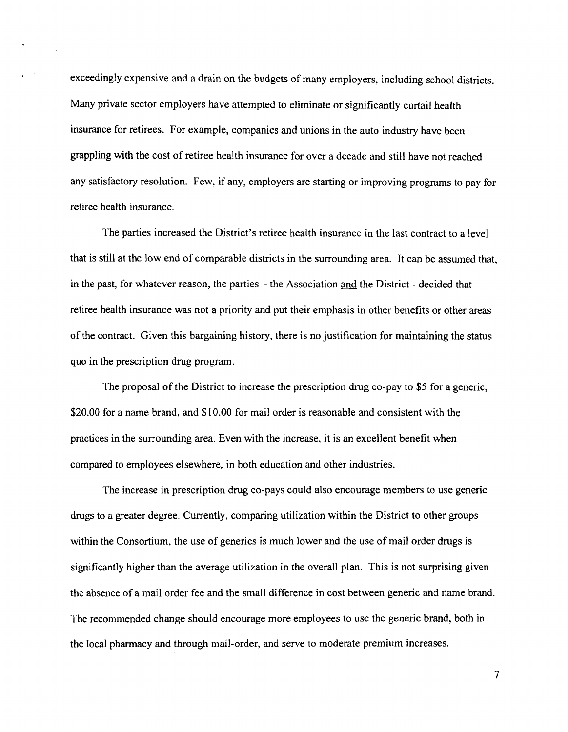exceedingly expensive and a drain on the budgets of many employers, including school districts. Many private sector employers have attempted to eliminate or significantly curtail health insurance for retirees. For example, companies and unions in the auto industry have been grappling with the cost of retiree health insurance for over a decade and still have not reached any satisfactory resolution. Few, if any, employers are starting or improving programs to pay for retiree health insurance.

The parties increased the District's retiree health insurance in the last contract to a level that is still at the low end of comparable districts in the surrounding area. It can be assumed that, in the past, for whatever reason, the parties – the Association and the District - decided that retiree health insurance was not a priority and put their emphasis in other benefits or other areas of the contract. Given this bargaining history, there is no justification for maintaining the status quo in the prescription drug program.

The proposal of the District to increase the prescription drug co-pay to $5 for a generic, $20.00 for a name brand, and $10.00 for mail order is reasonable and consistent with the practices in the surrounding area. Even with the increase, it is an excellent benefit when compared to employees elsewhere, in both education and other industries.

The increase in prescription drug co-pays could also encourage members to use generic drugs to a greater degree. Currently, comparing utilization within the District to other groups within the Consortium, the use of generics is much lower and the use of mail order drugs is significantly higher than the average utilization in the overall plan. This is not surprising given the absence of a mail order fee and the small difference in cost between generic and name brand. The recommended change should encourage more employees to use the generic brand, both in the local pharmacy and through mail-order, and serve to moderate premium increases.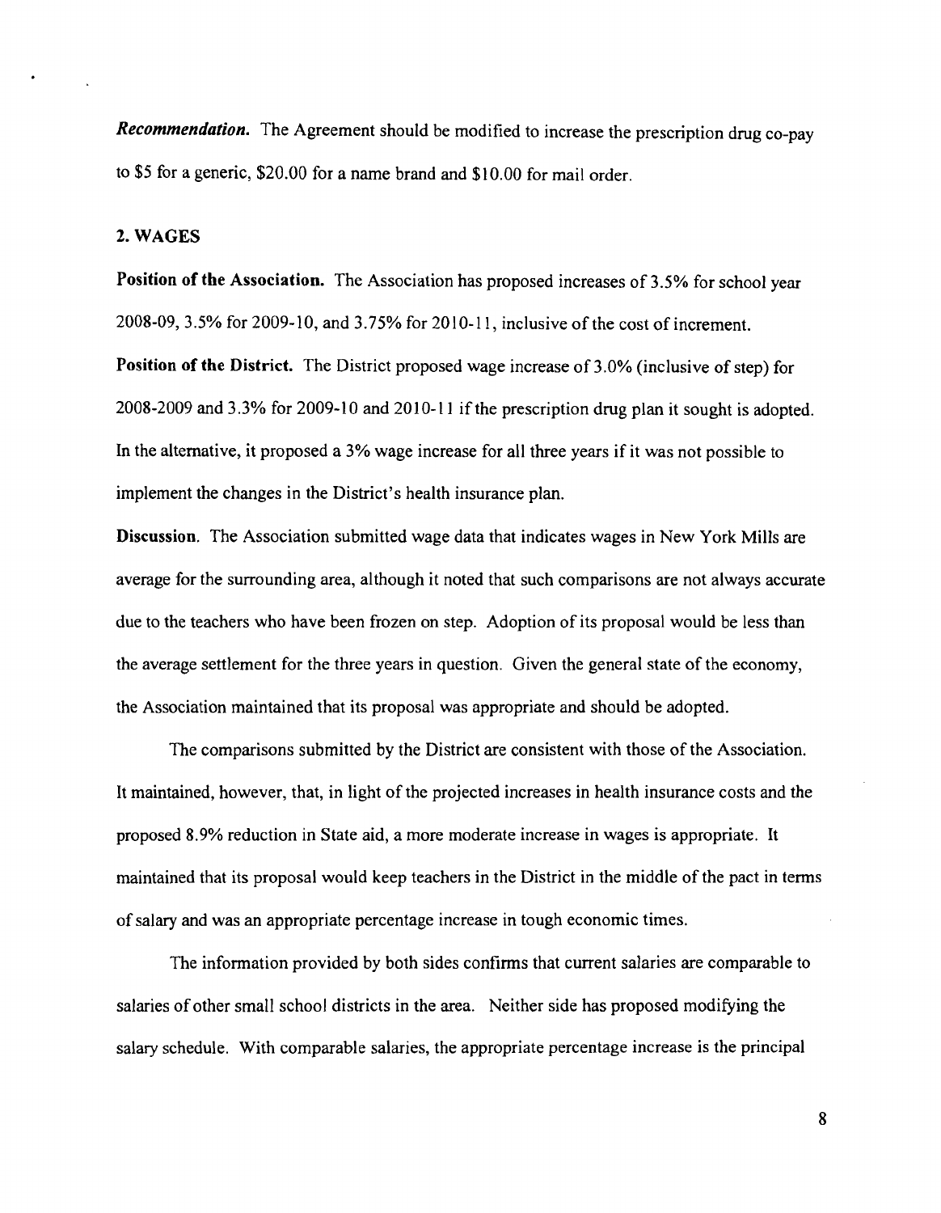***Recommendation.*** The Agreement should be modified to increase the prescription drug co-pay to $5 for a generic, $20.00 for a name brand and $10.00 for mail order.

## 2. WAGES

**Position of the Association.** The Association has proposed increases of 3.5% for school year 2008-09, 3.5% for 2009-10, and 3.75% for 2010-11, inclusive of the cost of increment.

**Position of the District.** The District proposed wage increase of 3.0% (inclusive of step) for 2008-2009 and 3.3% for 2009-10 and 2010-11 if the prescription drug plan it sought is adopted. In the alternative, it proposed a 3% wage increase for all three years if it was not possible to implement the changes in the District's health insurance plan.

**Discussion.** The Association submitted wage data that indicates wages in New York Mills are average for the surrounding area, although it noted that such comparisons are not always accurate due to the teachers who have been frozen on step. Adoption of its proposal would be less than the average settlement for the three years in question. Given the general state of the economy, the Association maintained that its proposal was appropriate and should be adopted.

The comparisons submitted by the District are consistent with those of the Association. It maintained, however, that, in light of the projected increases in health insurance costs and the proposed 8.9% reduction in State aid, a more moderate increase in wages is appropriate. It maintained that its proposal would keep teachers in the District in the middle of the pact in terms of salary and was an appropriate percentage increase in tough economic times.

The information provided by both sides confirms that current salaries are comparable to salaries of other small school districts in the area. Neither side has proposed modifying the salary schedule. With comparable salaries, the appropriate percentage increase is the principal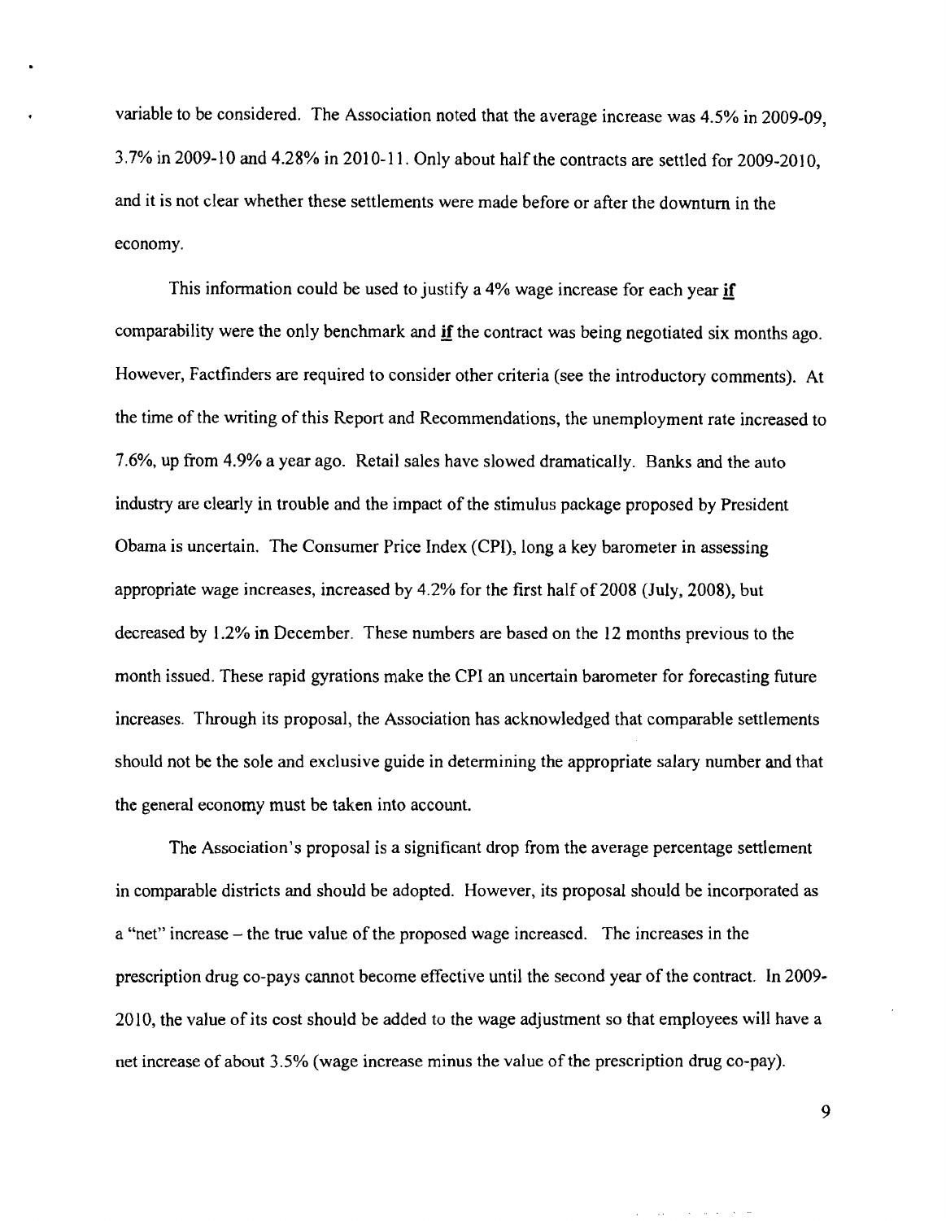variable to be considered. The Association noted that the average increase was 4.5% in 2009-09, 3.7% in 2009-10 and 4.28% in 2010-11. Only about half the contracts are settled for 2009-2010, and it is not clear whether these settlements were made before or after the downturn in the economy.

This information could be used to justify a 4% wage increase for each year **if** comparability were the only benchmark and **if** the contract was being negotiated six months ago. However, Factfinders are required to consider other criteria (see the introductory comments). At the time of the writing of this Report and Recommendations, the unemployment rate increased to 7.6%, up from 4.9% a year ago. Retail sales have slowed dramatically. Banks and the auto industry are clearly in trouble and the impact of the stimulus package proposed by President Obama is uncertain. The Consumer Price Index (CPI), long a key barometer in assessing appropriate wage increases, increased by 4.2% for the first half of 2008 (July, 2008), but decreased by 1.2% in December. These numbers are based on the 12 months previous to the month issued. These rapid gyrations make the CPI an uncertain barometer for forecasting future increases. Through its proposal, the Association has acknowledged that comparable settlements should not be the sole and exclusive guide in determining the appropriate salary number and that the general economy must be taken into account.

The Association's proposal is a significant drop from the average percentage settlement in comparable districts and should be adopted. However, its proposal should be incorporated as a "net" increase – the true value of the proposed wage increased. The increases in the prescription drug co-pays cannot become effective until the second year of the contract. In 2009-2010, the value of its cost should be added to the wage adjustment so that employees will have a net increase of about 3.5% (wage increase minus the value of the prescription drug co-pay).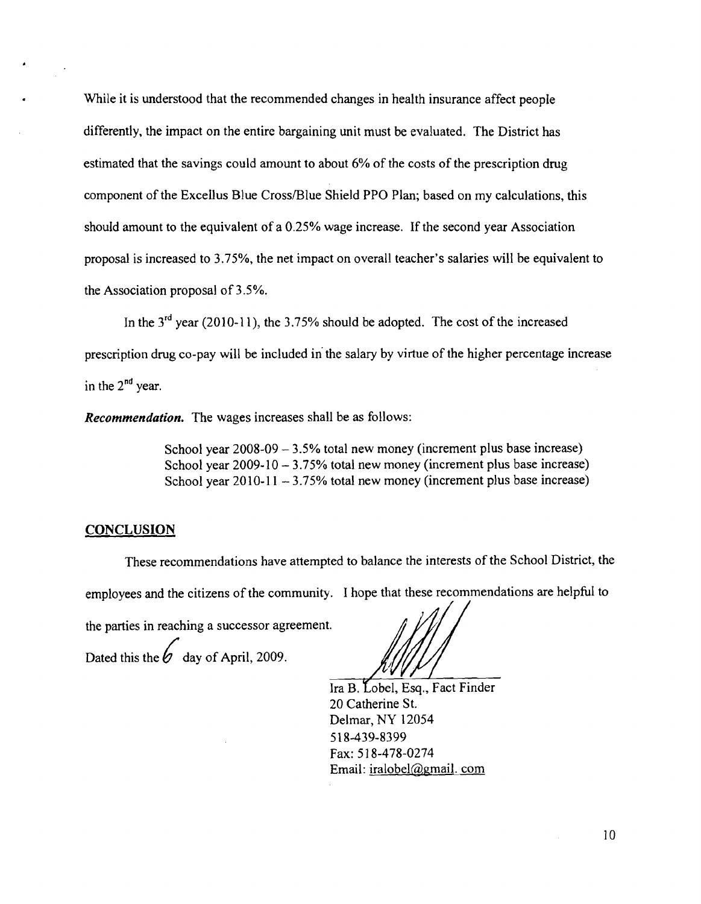While it is understood that the recommended changes in health insurance affect people differently, the impact on the entire bargaining unit must be evaluated. The District has estimated that the savings could amount to about 6% of the costs of the prescription drug component of the Excellus Blue Cross/Blue Shield PPO Plan; based on my calculations, this should amount to the equivalent of a 0.25% wage increase. If the second year Association proposal is increased to 3.75%, the net impact on overall teacher's salaries will be equivalent to the Association proposal of 3.5%.

In the 3rd year (2010-11), the 3.75% should be adopted. The cost of the increased prescription drug co-pay will be included in the salary by virtue of the higher percentage increase in the 2nd year.

***Recommendation.*** The wages increases shall be as follows:

> School year 2008-09 – 3.5% total new money (increment plus base increase)
> School year 2009-10 – 3.75% total new money (increment plus base increase)
> School year 2010-11 – 3.75% total new money (increment plus base increase)

## CONCLUSION

These recommendations have attempted to balance the interests of the School District, the employees and the citizens of the community. I hope that these recommendations are helpful to the parties in reaching a successor agreement.

Dated this the 6 day of April, 2009.

Ira B. Lobel, Esq., Fact Finder
20 Catherine St.
Delmar, NY 12054
518-439-8399
Fax: 518-478-0274
Email: iralobel@gmail. com